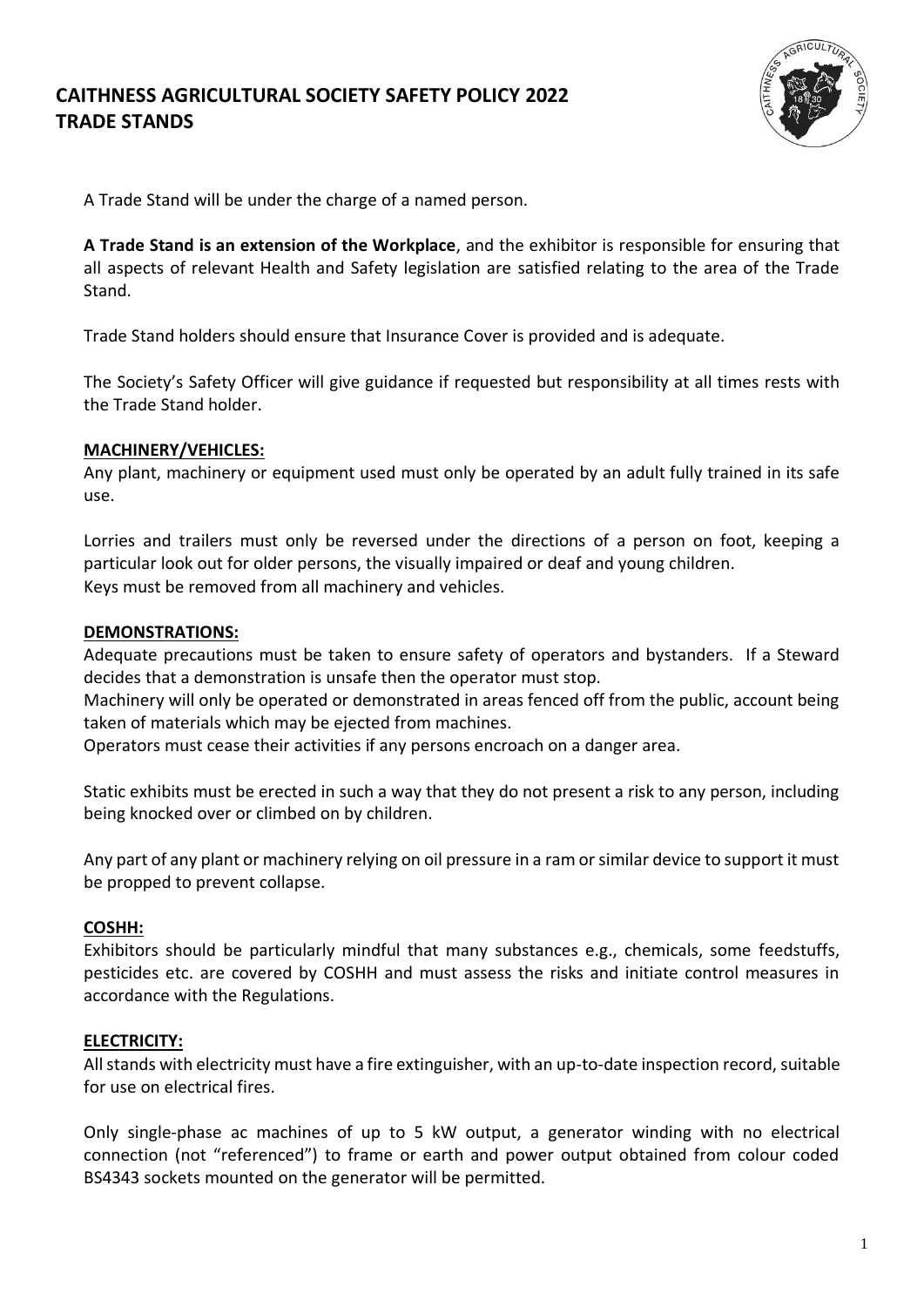# CAITHNESS AGRICULTURAL SOCIETY SAFETY POLICY 2022
# TRADE STANDS

A Trade Stand will be under the charge of a named person.

**A Trade Stand is an extension of the Workplace**, and the exhibitor is responsible for ensuring that all aspects of relevant Health and Safety legislation are satisfied relating to the area of the Trade Stand.

Trade Stand holders should ensure that Insurance Cover is provided and is adequate.

The Society's Safety Officer will give guidance if requested but responsibility at all times rests with the Trade Stand holder.

## MACHINERY/VEHICLES:

Any plant, machinery or equipment used must only be operated by an adult fully trained in its safe use.

Lorries and trailers must only be reversed under the directions of a person on foot, keeping a particular look out for older persons, the visually impaired or deaf and young children.
Keys must be removed from all machinery and vehicles.

## DEMONSTRATIONS:

Adequate precautions must be taken to ensure safety of operators and bystanders. If a Steward decides that a demonstration is unsafe then the operator must stop.
Machinery will only be operated or demonstrated in areas fenced off from the public, account being taken of materials which may be ejected from machines.
Operators must cease their activities if any persons encroach on a danger area.

Static exhibits must be erected in such a way that they do not present a risk to any person, including being knocked over or climbed on by children.

Any part of any plant or machinery relying on oil pressure in a ram or similar device to support it must be propped to prevent collapse.

## COSHH:

Exhibitors should be particularly mindful that many substances e.g., chemicals, some feedstuffs, pesticides etc. are covered by COSHH and must assess the risks and initiate control measures in accordance with the Regulations.

## ELECTRICITY:

All stands with electricity must have a fire extinguisher, with an up-to-date inspection record, suitable for use on electrical fires.

Only single-phase ac machines of up to 5 kW output, a generator winding with no electrical connection (not "referenced") to frame or earth and power output obtained from colour coded BS4343 sockets mounted on the generator will be permitted.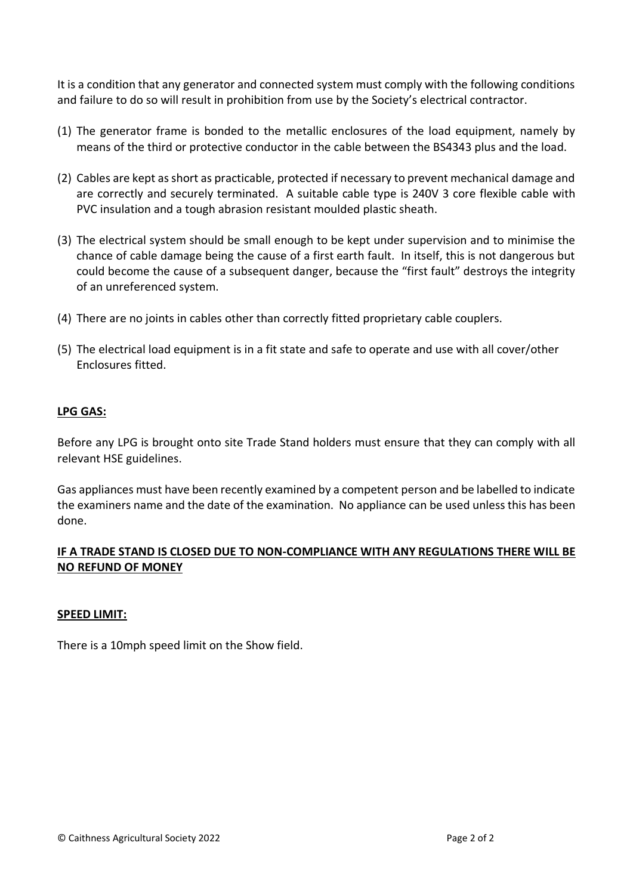It is a condition that any generator and connected system must comply with the following conditions and failure to do so will result in prohibition from use by the Society's electrical contractor.

(1) The generator frame is bonded to the metallic enclosures of the load equipment, namely by means of the third or protective conductor in the cable between the BS4343 plus and the load.

(2) Cables are kept as short as practicable, protected if necessary to prevent mechanical damage and are correctly and securely terminated. A suitable cable type is 240V 3 core flexible cable with PVC insulation and a tough abrasion resistant moulded plastic sheath.

(3) The electrical system should be small enough to be kept under supervision and to minimise the chance of cable damage being the cause of a first earth fault. In itself, this is not dangerous but could become the cause of a subsequent danger, because the "first fault" destroys the integrity of an unreferenced system.

(4) There are no joints in cables other than correctly fitted proprietary cable couplers.

(5) The electrical load equipment is in a fit state and safe to operate and use with all cover/other Enclosures fitted.

**<u>LPG GAS:</u>**

Before any LPG is brought onto site Trade Stand holders must ensure that they can comply with all relevant HSE guidelines.

Gas appliances must have been recently examined by a competent person and be labelled to indicate the examiners name and the date of the examination. No appliance can be used unless this has been done.

**<u>IF A TRADE STAND IS CLOSED DUE TO NON-COMPLIANCE WITH ANY REGULATIONS THERE WILL BE NO REFUND OF MONEY</u>**

**<u>SPEED LIMIT:</u>**

There is a 10mph speed limit on the Show field.

© Caithness Agricultural Society 2022